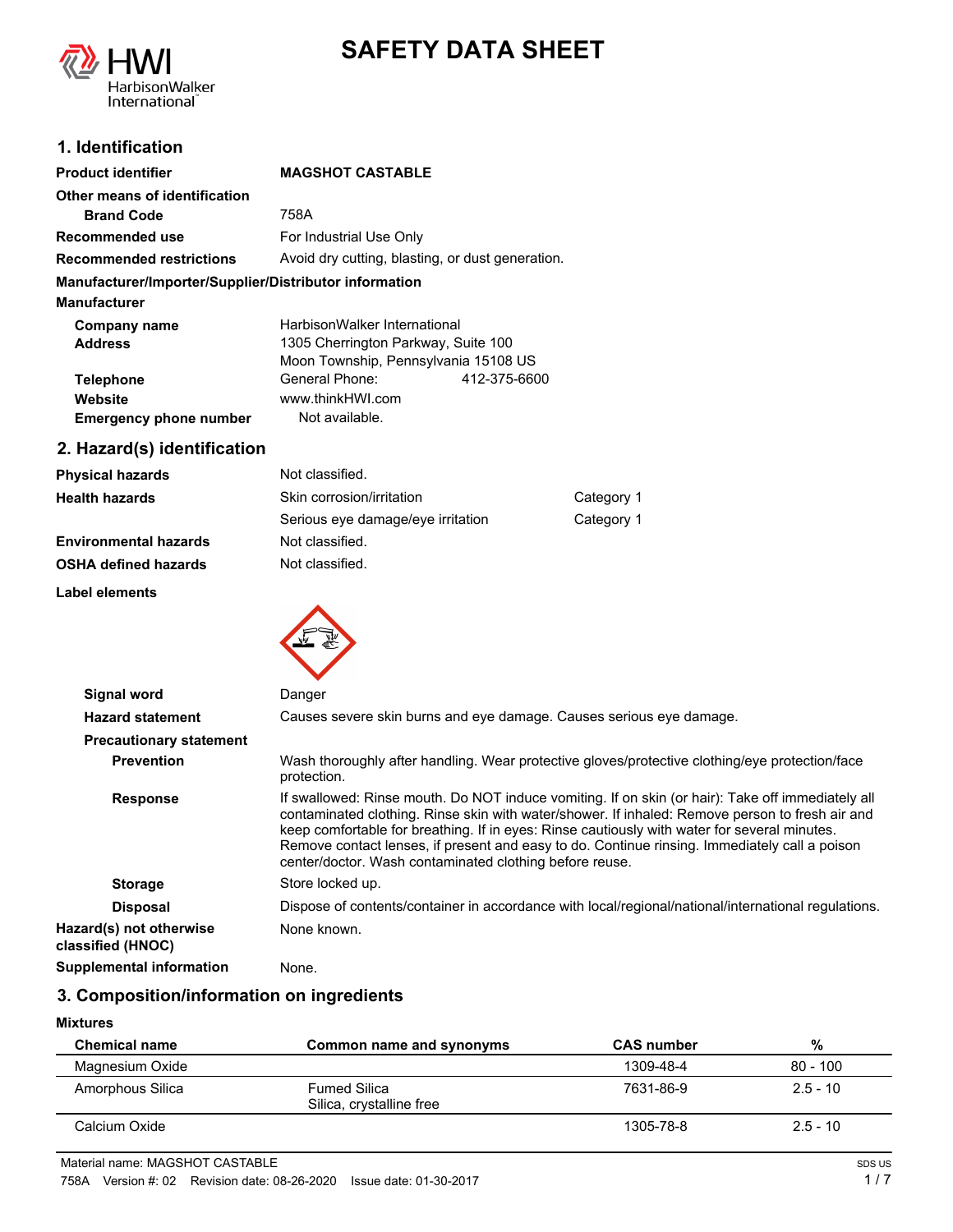# SAFETY DATA SHEET

## 1. Identification

| | |
|---|---|
| **Product identifier** | **MAGSHOT CASTABLE** |
| **Other means of identification** | |
| **Brand Code** | 758A |
| **Recommended use** | For Industrial Use Only |
| **Recommended restrictions** | Avoid dry cutting, blasting, or dust generation. |

**Manufacturer/Importer/Supplier/Distributor information**

**Manufacturer**

| | |
|---|---|
| **Company name** | HarbisonWalker International |
| **Address** | 1305 Cherrington Parkway, Suite 100<br>Moon Township, Pennsylvania 15108 US |
| **Telephone** | General Phone: 412-375-6600 |
| **Website** | www.thinkHWI.com |
| **Emergency phone number** | Not available. |

## 2. Hazard(s) identification

| | | |
|---|---|---|
| **Physical hazards** | Not classified. | |
| **Health hazards** | Skin corrosion/irritation | Category 1 |
| | Serious eye damage/eye irritation | Category 1 |
| **Environmental hazards** | Not classified. | |
| **OSHA defined hazards** | Not classified. | |

**Label elements**

| | |
|---|---|
| **Signal word** | Danger |
| **Hazard statement** | Causes severe skin burns and eye damage. Causes serious eye damage. |
| **Precautionary statement** | |
| **Prevention** | Wash thoroughly after handling. Wear protective gloves/protective clothing/eye protection/face protection. |
| **Response** | If swallowed: Rinse mouth. Do NOT induce vomiting. If on skin (or hair): Take off immediately all contaminated clothing. Rinse skin with water/shower. If inhaled: Remove person to fresh air and keep comfortable for breathing. If in eyes: Rinse cautiously with water for several minutes. Remove contact lenses, if present and easy to do. Continue rinsing. Immediately call a poison center/doctor. Wash contaminated clothing before reuse. |
| **Storage** | Store locked up. |
| **Disposal** | Dispose of contents/container in accordance with local/regional/national/international regulations. |
| **Hazard(s) not otherwise classified (HNOC)** | None known. |
| **Supplemental information** | None. |

## 3. Composition/information on ingredients

**Mixtures**

| Chemical name | Common name and synonyms | CAS number | % |
|---|---|---|---|
| Magnesium Oxide | | 1309-48-4 | 80 - 100 |
| Amorphous Silica | Fumed Silica<br>Silica, crystalline free | 7631-86-9 | 2.5 - 10 |
| Calcium Oxide | | 1305-78-8 | 2.5 - 10 |

Material name: MAGSHOT CASTABLE

758A Version #: 02 Revision date: 08-26-2020 Issue date: 01-30-2017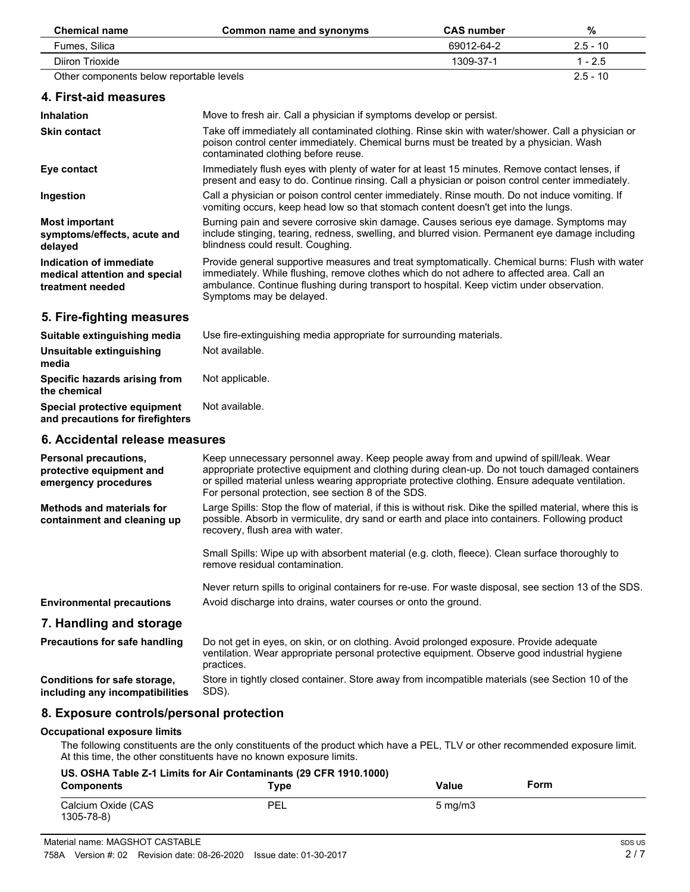| Chemical name | Common name and synonyms | CAS number | % |
|---|---|---|---|
| Fumes, Silica | | 69012-64-2 | 2.5 - 10 |
| Diiron Trioxide | | 1309-37-1 | 1 - 2.5 |
| Other components below reportable levels | | | 2.5 - 10 |

## 4. First-aid measures

**Inhalation**
Move to fresh air. Call a physician if symptoms develop or persist.

**Skin contact**
Take off immediately all contaminated clothing. Rinse skin with water/shower. Call a physician or poison control center immediately. Chemical burns must be treated by a physician. Wash contaminated clothing before reuse.

**Eye contact**
Immediately flush eyes with plenty of water for at least 15 minutes. Remove contact lenses, if present and easy to do. Continue rinsing. Call a physician or poison control center immediately.

**Ingestion**
Call a physician or poison control center immediately. Rinse mouth. Do not induce vomiting. If vomiting occurs, keep head low so that stomach content doesn't get into the lungs.

**Most important symptoms/effects, acute and delayed**
Burning pain and severe corrosive skin damage. Causes serious eye damage. Symptoms may include stinging, tearing, redness, swelling, and blurred vision. Permanent eye damage including blindness could result. Coughing.

**Indication of immediate medical attention and special treatment needed**
Provide general supportive measures and treat symptomatically. Chemical burns: Flush with water immediately. While flushing, remove clothes which do not adhere to affected area. Call an ambulance. Continue flushing during transport to hospital. Keep victim under observation. Symptoms may be delayed.

## 5. Fire-fighting measures

**Suitable extinguishing media**
Use fire-extinguishing media appropriate for surrounding materials.

**Unsuitable extinguishing media**
Not available.

**Specific hazards arising from the chemical**
Not applicable.

**Special protective equipment and precautions for firefighters**
Not available.

## 6. Accidental release measures

**Personal precautions, protective equipment and emergency procedures**
Keep unnecessary personnel away. Keep people away from and upwind of spill/leak. Wear appropriate protective equipment and clothing during clean-up. Do not touch damaged containers or spilled material unless wearing appropriate protective clothing. Ensure adequate ventilation. For personal protection, see section 8 of the SDS.

**Methods and materials for containment and cleaning up**
Large Spills: Stop the flow of material, if this is without risk. Dike the spilled material, where this is possible. Absorb in vermiculite, dry sand or earth and place into containers. Following product recovery, flush area with water.

Small Spills: Wipe up with absorbent material (e.g. cloth, fleece). Clean surface thoroughly to remove residual contamination.

Never return spills to original containers for re-use. For waste disposal, see section 13 of the SDS.

**Environmental precautions**
Avoid discharge into drains, water courses or onto the ground.

## 7. Handling and storage

**Precautions for safe handling**
Do not get in eyes, on skin, or on clothing. Avoid prolonged exposure. Provide adequate ventilation. Wear appropriate personal protective equipment. Observe good industrial hygiene practices.

**Conditions for safe storage, including any incompatibilities**
Store in tightly closed container. Store away from incompatible materials (see Section 10 of the SDS).

## 8. Exposure controls/personal protection

### Occupational exposure limits

The following constituents are the only constituents of the product which have a PEL, TLV or other recommended exposure limit. At this time, the other constituents have no known exposure limits.

**US. OSHA Table Z-1 Limits for Air Contaminants (29 CFR 1910.1000)**

| Components | Type | Value | Form |
|---|---|---|---|
| Calcium Oxide (CAS 1305-78-8) | PEL | 5 mg/m3 | |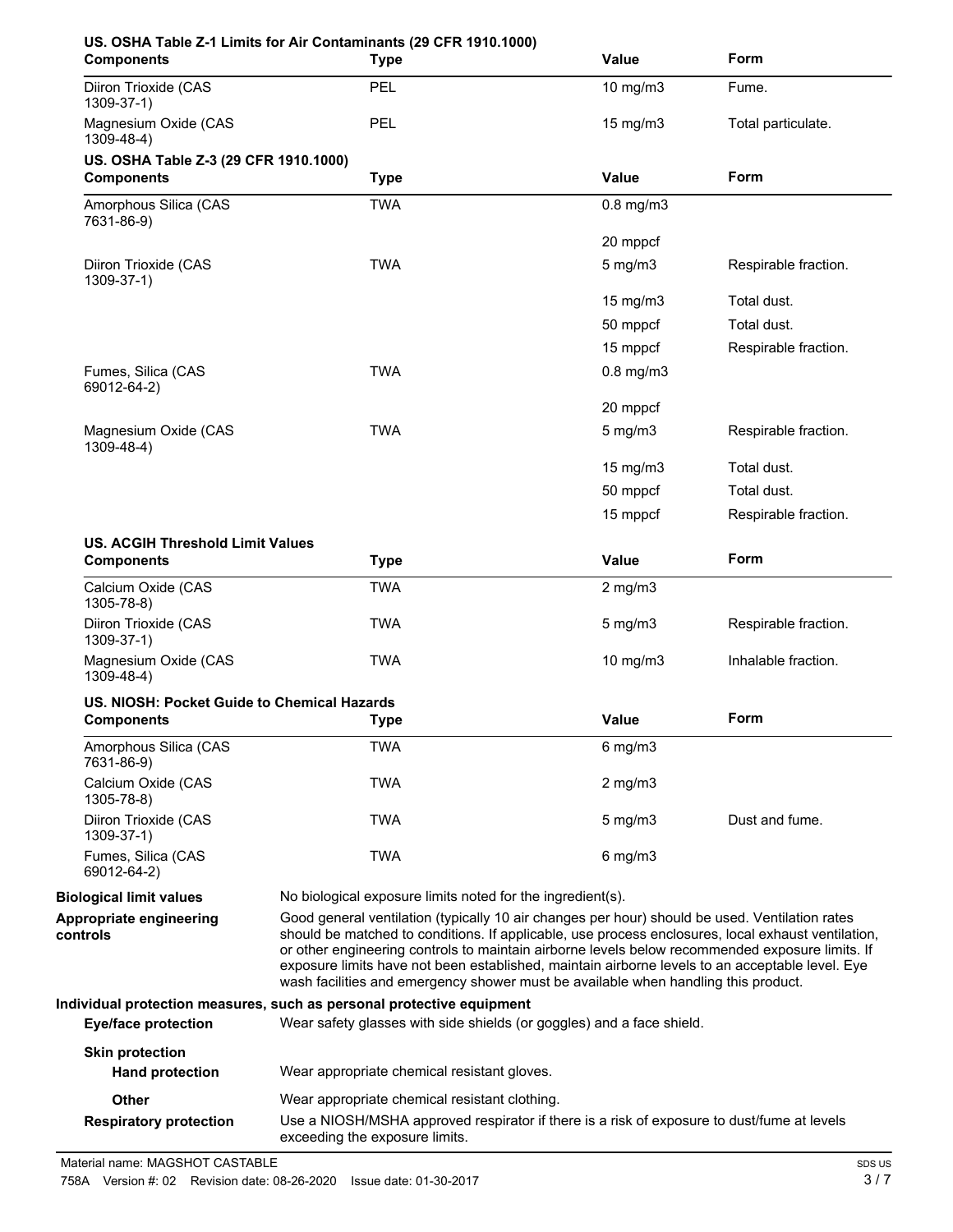**US. OSHA Table Z-1 Limits for Air Contaminants (29 CFR 1910.1000)**

| Components | Type | Value | Form |
| --- | --- | --- | --- |
| Diiron Trioxide (CAS 1309-37-1) | PEL | 10 mg/m3 | Fume. |
| Magnesium Oxide (CAS 1309-48-4) | PEL | 15 mg/m3 | Total particulate. |

**US. OSHA Table Z-3 (29 CFR 1910.1000)**

| Components | Type | Value | Form |
| --- | --- | --- | --- |
| Amorphous Silica (CAS 7631-86-9) | TWA | 0.8 mg/m3 | |
| | | 20 mppcf | |
| Diiron Trioxide (CAS 1309-37-1) | TWA | 5 mg/m3 | Respirable fraction. |
| | | 15 mg/m3 | Total dust. |
| | | 50 mppcf | Total dust. |
| | | 15 mppcf | Respirable fraction. |
| Fumes, Silica (CAS 69012-64-2) | TWA | 0.8 mg/m3 | |
| | | 20 mppcf | |
| Magnesium Oxide (CAS 1309-48-4) | TWA | 5 mg/m3 | Respirable fraction. |
| | | 15 mg/m3 | Total dust. |
| | | 50 mppcf | Total dust. |
| | | 15 mppcf | Respirable fraction. |

**US. ACGIH Threshold Limit Values**

| Components | Type | Value | Form |
| --- | --- | --- | --- |
| Calcium Oxide (CAS 1305-78-8) | TWA | 2 mg/m3 | |
| Diiron Trioxide (CAS 1309-37-1) | TWA | 5 mg/m3 | Respirable fraction. |
| Magnesium Oxide (CAS 1309-48-4) | TWA | 10 mg/m3 | Inhalable fraction. |

**US. NIOSH: Pocket Guide to Chemical Hazards**

| Components | Type | Value | Form |
| --- | --- | --- | --- |
| Amorphous Silica (CAS 7631-86-9) | TWA | 6 mg/m3 | |
| Calcium Oxide (CAS 1305-78-8) | TWA | 2 mg/m3 | |
| Diiron Trioxide (CAS 1309-37-1) | TWA | 5 mg/m3 | Dust and fume. |
| Fumes, Silica (CAS 69012-64-2) | TWA | 6 mg/m3 | |

**Biological limit values**
No biological exposure limits noted for the ingredient(s).

**Appropriate engineering controls**
Good general ventilation (typically 10 air changes per hour) should be used. Ventilation rates should be matched to conditions. If applicable, use process enclosures, local exhaust ventilation, or other engineering controls to maintain airborne levels below recommended exposure limits. If exposure limits have not been established, maintain airborne levels to an acceptable level. Eye wash facilities and emergency shower must be available when handling this product.

**Individual protection measures, such as personal protective equipment**

**Eye/face protection**
Wear safety glasses with side shields (or goggles) and a face shield.

**Skin protection**

**Hand protection**
Wear appropriate chemical resistant gloves.

**Other**
Wear appropriate chemical resistant clothing.

**Respiratory protection**
Use a NIOSH/MSHA approved respirator if there is a risk of exposure to dust/fume at levels exceeding the exposure limits.

Material name: MAGSHOT CASTABLE
758A Version #: 02 Revision date: 08-26-2020 Issue date: 01-30-2017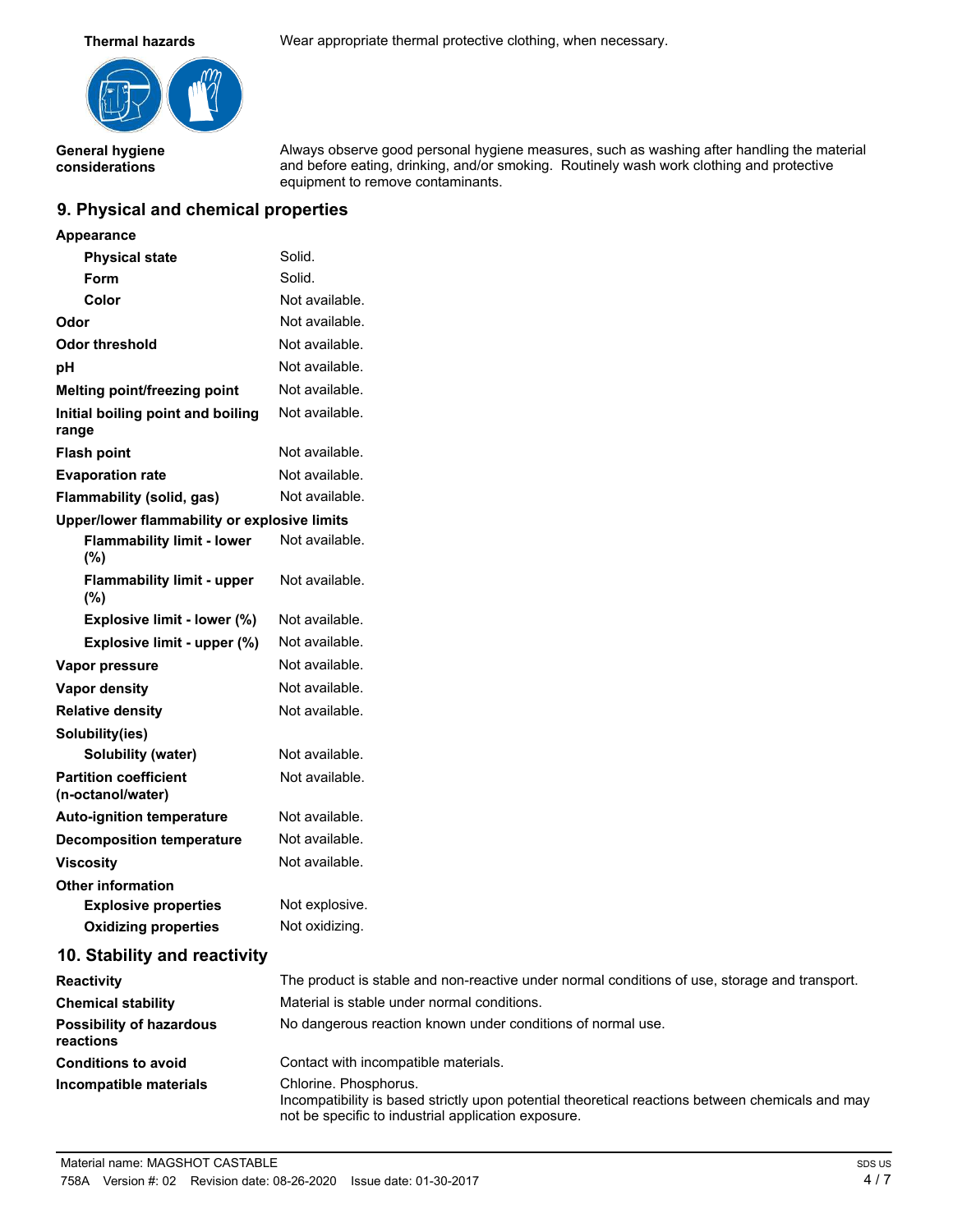**Thermal hazards** Wear appropriate thermal protective clothing, when necessary.

**General hygiene considerations** Always observe good personal hygiene measures, such as washing after handling the material and before eating, drinking, and/or smoking. Routinely wash work clothing and protective equipment to remove contaminants.

## 9. Physical and chemical properties

| Property | Value |
|---|---|
| **Appearance** | |
| **Physical state** | Solid. |
| **Form** | Solid. |
| **Color** | Not available. |
| **Odor** | Not available. |
| **Odor threshold** | Not available. |
| **pH** | Not available. |
| **Melting point/freezing point** | Not available. |
| **Initial boiling point and boiling range** | Not available. |
| **Flash point** | Not available. |
| **Evaporation rate** | Not available. |
| **Flammability (solid, gas)** | Not available. |
| **Upper/lower flammability or explosive limits** | |
| **Flammability limit - lower (%)** | Not available. |
| **Flammability limit - upper (%)** | Not available. |
| **Explosive limit - lower (%)** | Not available. |
| **Explosive limit - upper (%)** | Not available. |
| **Vapor pressure** | Not available. |
| **Vapor density** | Not available. |
| **Relative density** | Not available. |
| **Solubility(ies)** | |
| **Solubility (water)** | Not available. |
| **Partition coefficient (n-octanol/water)** | Not available. |
| **Auto-ignition temperature** | Not available. |
| **Decomposition temperature** | Not available. |
| **Viscosity** | Not available. |
| **Other information** | |
| **Explosive properties** | Not explosive. |
| **Oxidizing properties** | Not oxidizing. |

## 10. Stability and reactivity

**Reactivity** The product is stable and non-reactive under normal conditions of use, storage and transport.

**Chemical stability** Material is stable under normal conditions.

**Possibility of hazardous reactions** No dangerous reaction known under conditions of normal use.

**Conditions to avoid** Contact with incompatible materials.

**Incompatible materials** Chlorine. Phosphorus.
Incompatibility is based strictly upon potential theoretical reactions between chemicals and may not be specific to industrial application exposure.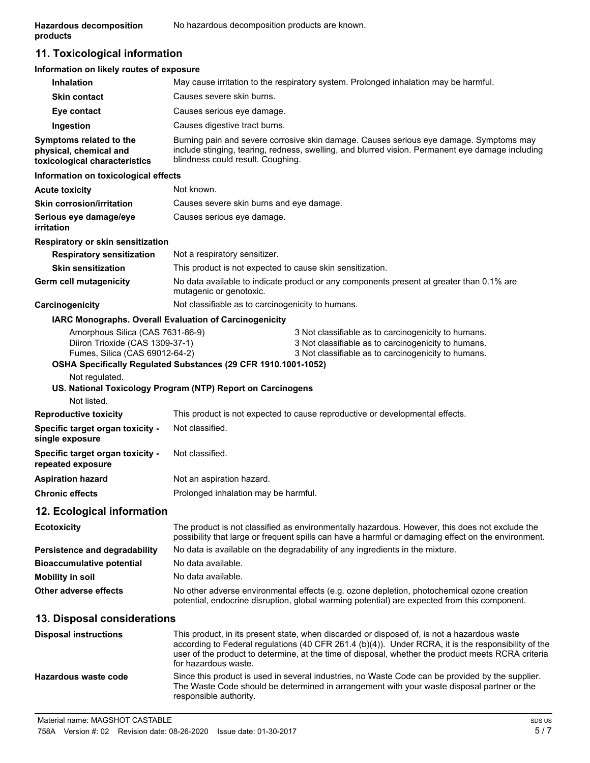**Hazardous decomposition products** No hazardous decomposition products are known.

## 11. Toxicological information

**Information on likely routes of exposure**

| | |
|---|---|
| **Inhalation** | May cause irritation to the respiratory system. Prolonged inhalation may be harmful. |
| **Skin contact** | Causes severe skin burns. |
| **Eye contact** | Causes serious eye damage. |
| **Ingestion** | Causes digestive tract burns. |
| **Symptoms related to the physical, chemical and toxicological characteristics** | Burning pain and severe corrosive skin damage. Causes serious eye damage. Symptoms may include stinging, tearing, redness, swelling, and blurred vision. Permanent eye damage including blindness could result. Coughing. |

**Information on toxicological effects**

| | |
|---|---|
| **Acute toxicity** | Not known. |
| **Skin corrosion/irritation** | Causes severe skin burns and eye damage. |
| **Serious eye damage/eye irritation** | Causes serious eye damage. |

**Respiratory or skin sensitization**

| | |
|---|---|
| **Respiratory sensitization** | Not a respiratory sensitizer. |
| **Skin sensitization** | This product is not expected to cause skin sensitization. |
| **Germ cell mutagenicity** | No data available to indicate product or any components present at greater than 0.1% are mutagenic or genotoxic. |
| **Carcinogenicity** | Not classifiable as to carcinogenicity to humans. |

**IARC Monographs. Overall Evaluation of Carcinogenicity**

| | |
|---|---|
| Amorphous Silica (CAS 7631-86-9) | 3 Not classifiable as to carcinogenicity to humans. |
| Diiron Trioxide (CAS 1309-37-1) | 3 Not classifiable as to carcinogenicity to humans. |
| Fumes, Silica (CAS 69012-64-2) | 3 Not classifiable as to carcinogenicity to humans. |

**OSHA Specifically Regulated Substances (29 CFR 1910.1001-1052)**

Not regulated.

**US. National Toxicology Program (NTP) Report on Carcinogens**

Not listed.

| | |
|---|---|
| **Reproductive toxicity** | This product is not expected to cause reproductive or developmental effects. |
| **Specific target organ toxicity - single exposure** | Not classified. |
| **Specific target organ toxicity - repeated exposure** | Not classified. |
| **Aspiration hazard** | Not an aspiration hazard. |
| **Chronic effects** | Prolonged inhalation may be harmful. |

## 12. Ecological information

| | |
|---|---|
| **Ecotoxicity** | The product is not classified as environmentally hazardous. However, this does not exclude the possibility that large or frequent spills can have a harmful or damaging effect on the environment. |
| **Persistence and degradability** | No data is available on the degradability of any ingredients in the mixture. |
| **Bioaccumulative potential** | No data available. |
| **Mobility in soil** | No data available. |
| **Other adverse effects** | No other adverse environmental effects (e.g. ozone depletion, photochemical ozone creation potential, endocrine disruption, global warming potential) are expected from this component. |

## 13. Disposal considerations

| | |
|---|---|
| **Disposal instructions** | This product, in its present state, when discarded or disposed of, is not a hazardous waste according to Federal regulations (40 CFR 261.4 (b)(4)). Under RCRA, it is the responsibility of the user of the product to determine, at the time of disposal, whether the product meets RCRA criteria for hazardous waste. |
| **Hazardous waste code** | Since this product is used in several industries, no Waste Code can be provided by the supplier. The Waste Code should be determined in arrangement with your waste disposal partner or the responsible authority. |

Material name: MAGSHOT CASTABLE

758A Version #: 02 Revision date: 08-26-2020 Issue date: 01-30-2017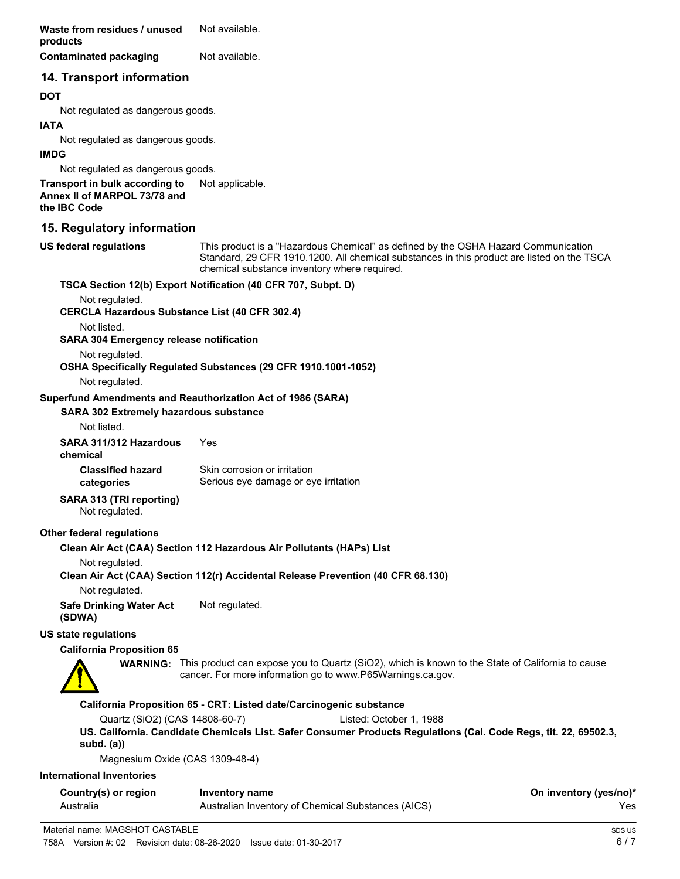| | |
|---|---|
| **Waste from residues / unused products** | Not available. |
| **Contaminated packaging** | Not available. |

## 14. Transport information

**DOT**

Not regulated as dangerous goods.

**IATA**

Not regulated as dangerous goods.

**IMDG**

Not regulated as dangerous goods.

| | |
|---|---|
| **Transport in bulk according to Annex II of MARPOL 73/78 and the IBC Code** | Not applicable. |

## 15. Regulatory information

| | |
|---|---|
| **US federal regulations** | This product is a "Hazardous Chemical" as defined by the OSHA Hazard Communication Standard, 29 CFR 1910.1200. All chemical substances in this product are listed on the TSCA chemical substance inventory where required. |

**TSCA Section 12(b) Export Notification (40 CFR 707, Subpt. D)**

Not regulated.

**CERCLA Hazardous Substance List (40 CFR 302.4)**

Not listed.

**SARA 304 Emergency release notification**

Not regulated.

**OSHA Specifically Regulated Substances (29 CFR 1910.1001-1052)**

Not regulated.

**Superfund Amendments and Reauthorization Act of 1986 (SARA)**

**SARA 302 Extremely hazardous substance**

Not listed.

| | |
|---|---|
| **SARA 311/312 Hazardous chemical** | Yes |
| **Classified hazard categories** | Skin corrosion or irritation<br>Serious eye damage or eye irritation |

**SARA 313 (TRI reporting)**

Not regulated.

**Other federal regulations**

**Clean Air Act (CAA) Section 112 Hazardous Air Pollutants (HAPs) List**

Not regulated.

**Clean Air Act (CAA) Section 112(r) Accidental Release Prevention (40 CFR 68.130)**

Not regulated.

| | |
|---|---|
| **Safe Drinking Water Act (SDWA)** | Not regulated. |

**US state regulations**

**California Proposition 65**

**WARNING:** This product can expose you to Quartz (SiO2), which is known to the State of California to cause cancer. For more information go to www.P65Warnings.ca.gov.

**California Proposition 65 - CRT: Listed date/Carcinogenic substance**

| | |
|---|---|
| Quartz (SiO2) (CAS 14808-60-7) | Listed: October 1, 1988 |

**US. California. Candidate Chemicals List. Safer Consumer Products Regulations (Cal. Code Regs, tit. 22, 69502.3, subd. (a))**

Magnesium Oxide (CAS 1309-48-4)

**International Inventories**

| Country(s) or region | Inventory name | On inventory (yes/no)* |
|---|---|---|
| Australia | Australian Inventory of Chemical Substances (AICS) | Yes |

Material name: MAGSHOT CASTABLE

758A Version #: 02 Revision date: 08-26-2020 Issue date: 01-30-2017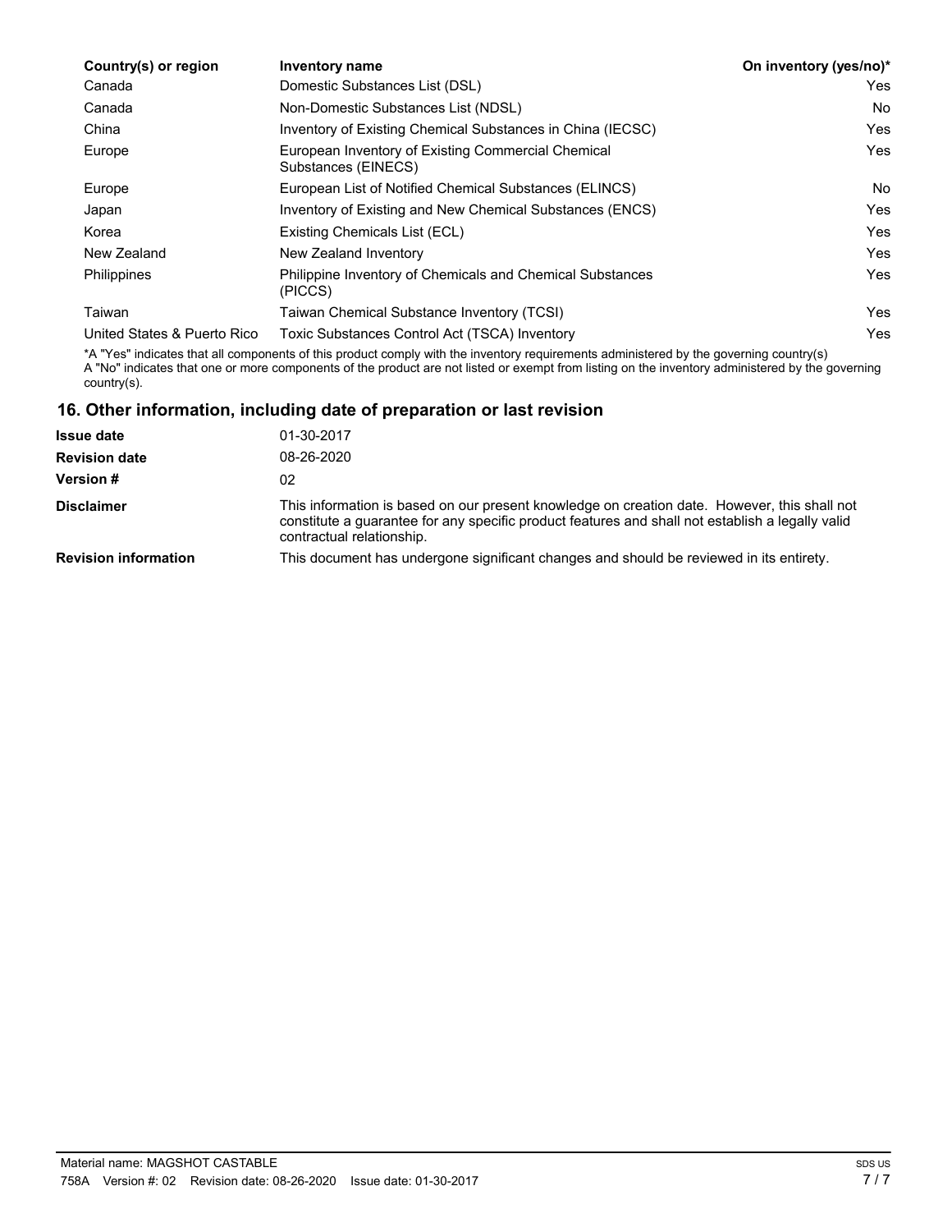| Country(s) or region | Inventory name | On inventory (yes/no)* |
| --- | --- | --- |
| Canada | Domestic Substances List (DSL) | Yes |
| Canada | Non-Domestic Substances List (NDSL) | No |
| China | Inventory of Existing Chemical Substances in China (IECSC) | Yes |
| Europe | European Inventory of Existing Commercial Chemical Substances (EINECS) | Yes |
| Europe | European List of Notified Chemical Substances (ELINCS) | No |
| Japan | Inventory of Existing and New Chemical Substances (ENCS) | Yes |
| Korea | Existing Chemicals List (ECL) | Yes |
| New Zealand | New Zealand Inventory | Yes |
| Philippines | Philippine Inventory of Chemicals and Chemical Substances (PICCS) | Yes |
| Taiwan | Taiwan Chemical Substance Inventory (TCSI) | Yes |
| United States & Puerto Rico | Toxic Substances Control Act (TSCA) Inventory | Yes |

*A "Yes" indicates that all components of this product comply with the inventory requirements administered by the governing country(s)
A "No" indicates that one or more components of the product are not listed or exempt from listing on the inventory administered by the governing country(s).

## 16. Other information, including date of preparation or last revision

| | |
| --- | --- |
| **Issue date** | 01-30-2017 |
| **Revision date** | 08-26-2020 |
| **Version #** | 02 |
| **Disclaimer** | This information is based on our present knowledge on creation date. However, this shall not constitute a guarantee for any specific product features and shall not establish a legally valid contractual relationship. |
| **Revision information** | This document has undergone significant changes and should be reviewed in its entirety. |